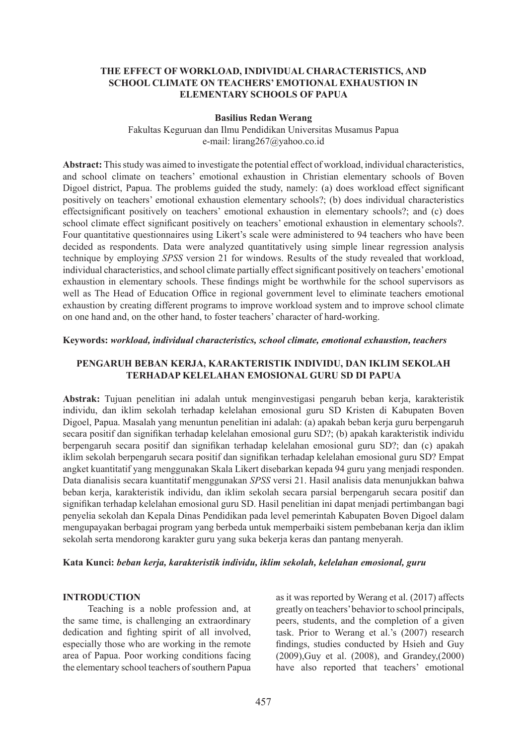# THE EFFECT OF WORKLOAD, INDIVIDUAL CHARACTERISTICS, AND SCHOOL CLIMATE ON TEACHERS' EMOTIONAL EXHAUSTION IN ELEMENTARY SCHOOLS OF PAPUA

**Basilius Redan Werang**

Fakultas Keguruan dan Ilmu Pendidikan Universitas Musamus Papua
e-mail: lirang267@yahoo.co.id

**Abstract:** This study was aimed to investigate the potential effect of workload, individual characteristics, and school climate on teachers' emotional exhaustion in Christian elementary schools of Boven Digoel district, Papua. The problems guided the study, namely: (a) does workload effect significant positively on teachers' emotional exhaustion elementary schools?; (b) does individual characteristics effectsignificant positively on teachers' emotional exhaustion in elementary schools?; and (c) does school climate effect significant positively on teachers' emotional exhaustion in elementary schools?. Four quantitative questionnaires using Likert's scale were administered to 94 teachers who have been decided as respondents. Data were analyzed quantitatively using simple linear regression analysis technique by employing *SPSS* version 21 for windows. Results of the study revealed that workload, individual characteristics, and school climate partially effect significant positively on teachers' emotional exhaustion in elementary schools. These findings might be worthwhile for the school supervisors as well as The Head of Education Office in regional government level to eliminate teachers emotional exhaustion by creating different programs to improve workload system and to improve school climate on one hand and, on the other hand, to foster teachers' character of hard-working.

**Keywords:** ***workload, individual characteristics, school climate, emotional exhaustion, teachers***

## PENGARUH BEBAN KERJA, KARAKTERISTIK INDIVIDU, DAN IKLIM SEKOLAH TERHADAP KELELAHAN EMOSIONAL GURU SD DI PAPUA

**Abstrak:** Tujuan penelitian ini adalah untuk menginvestigasi pengaruh beban kerja, karakteristik individu, dan iklim sekolah terhadap kelelahan emosional guru SD Kristen di Kabupaten Boven Digoel, Papua. Masalah yang menuntun penelitian ini adalah: (a) apakah beban kerja guru berpengaruh secara positif dan signifikan terhadap kelelahan emosional guru SD?; (b) apakah karakteristik individu berpengaruh secara positif dan signifikan terhadap kelelahan emosional guru SD?; dan (c) apakah iklim sekolah berpengaruh secara positif dan signifikan terhadap kelelahan emosional guru SD? Empat angket kuantitatif yang menggunakan Skala Likert disebarkan kepada 94 guru yang menjadi responden. Data dianalisis secara kuantitatif menggunakan *SPSS* versi 21. Hasil analisis data menunjukkan bahwa beban kerja, karakteristik individu, dan iklim sekolah secara parsial berpengaruh secara positif dan signifikan terhadap kelelahan emosional guru SD. Hasil penelitian ini dapat menjadi pertimbangan bagi penyelia sekolah dan Kepala Dinas Pendidikan pada level pemerintah Kabupaten Boven Digoel dalam mengupayakan berbagai program yang berbeda untuk memperbaiki sistem pembebanan kerja dan iklim sekolah serta mendorong karakter guru yang suka bekerja keras dan pantang menyerah.

**Kata Kunci:** ***beban kerja, karakteristik individu, iklim sekolah, kelelahan emosional, guru***

## INTRODUCTION

Teaching is a noble profession and, at the same time, is challenging an extraordinary dedication and fighting spirit of all involved, especially those who are working in the remote area of Papua. Poor working conditions facing the elementary school teachers of southern Papua as it was reported by Werang et al. (2017) affects greatly on teachers' behavior to school principals, peers, students, and the completion of a given task. Prior to Werang et al.'s (2007) research findings, studies conducted by Hsieh and Guy (2009),Guy et al. (2008), and Grandey,(2000) have also reported that teachers' emotional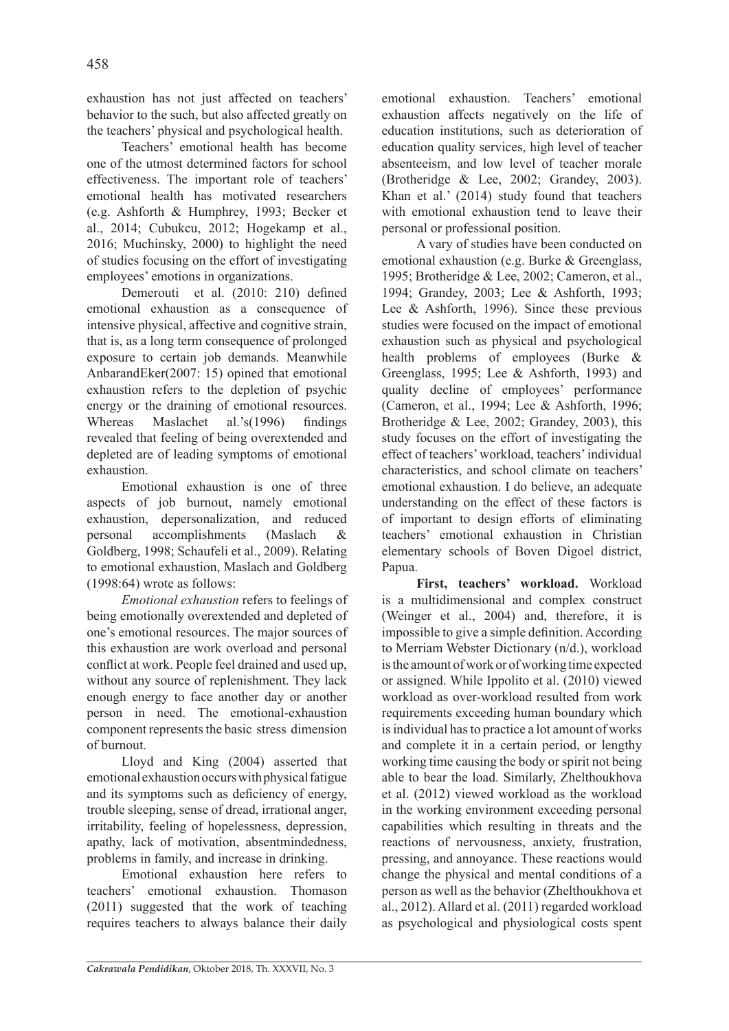exhaustion has not just affected on teachers' behavior to the such, but also affected greatly on the teachers' physical and psychological health.

Teachers' emotional health has become one of the utmost determined factors for school effectiveness. The important role of teachers' emotional health has motivated researchers (e.g. Ashforth & Humphrey, 1993; Becker et al., 2014; Cubukcu, 2012; Hogekamp et al., 2016; Muchinsky, 2000) to highlight the need of studies focusing on the effort of investigating employees' emotions in organizations.

Demerouti et al. (2010: 210) defined emotional exhaustion as a consequence of intensive physical, affective and cognitive strain, that is, as a long term consequence of prolonged exposure to certain job demands. Meanwhile AnbarandEker(2007: 15) opined that emotional exhaustion refers to the depletion of psychic energy or the draining of emotional resources. Whereas Maslachet al.'s(1996) findings revealed that feeling of being overextended and depleted are of leading symptoms of emotional exhaustion.

Emotional exhaustion is one of three aspects of job burnout, namely emotional exhaustion, depersonalization, and reduced personal accomplishments (Maslach & Goldberg, 1998; Schaufeli et al., 2009). Relating to emotional exhaustion, Maslach and Goldberg (1998:64) wrote as follows:

*Emotional exhaustion* refers to feelings of being emotionally overextended and depleted of one's emotional resources. The major sources of this exhaustion are work overload and personal conflict at work. People feel drained and used up, without any source of replenishment. They lack enough energy to face another day or another person in need. The emotional-exhaustion component represents the basic stress dimension of burnout.

Lloyd and King (2004) asserted that emotional exhaustion occurs with physical fatigue and its symptoms such as deficiency of energy, trouble sleeping, sense of dread, irrational anger, irritability, feeling of hopelessness, depression, apathy, lack of motivation, absentmindedness, problems in family, and increase in drinking.

Emotional exhaustion here refers to teachers' emotional exhaustion. Thomason (2011) suggested that the work of teaching requires teachers to always balance their daily emotional exhaustion. Teachers' emotional exhaustion affects negatively on the life of education institutions, such as deterioration of education quality services, high level of teacher absenteeism, and low level of teacher morale (Brotheridge & Lee, 2002; Grandey, 2003). Khan et al.' (2014) study found that teachers with emotional exhaustion tend to leave their personal or professional position.

A vary of studies have been conducted on emotional exhaustion (e.g. Burke & Greenglass, 1995; Brotheridge & Lee, 2002; Cameron, et al., 1994; Grandey, 2003; Lee & Ashforth, 1993; Lee & Ashforth, 1996). Since these previous studies were focused on the impact of emotional exhaustion such as physical and psychological health problems of employees (Burke & Greenglass, 1995; Lee & Ashforth, 1993) and quality decline of employees' performance (Cameron, et al., 1994; Lee & Ashforth, 1996; Brotheridge & Lee, 2002; Grandey, 2003), this study focuses on the effort of investigating the effect of teachers' workload, teachers' individual characteristics, and school climate on teachers' emotional exhaustion. I do believe, an adequate understanding on the effect of these factors is of important to design efforts of eliminating teachers' emotional exhaustion in Christian elementary schools of Boven Digoel district, Papua.

**First, teachers' workload.** Workload is a multidimensional and complex construct (Weinger et al., 2004) and, therefore, it is impossible to give a simple definition. According to Merriam Webster Dictionary (n/d.), workload is the amount of work or of working time expected or assigned. While Ippolito et al. (2010) viewed workload as over-workload resulted from work requirements exceeding human boundary which is individual has to practice a lot amount of works and complete it in a certain period, or lengthy working time causing the body or spirit not being able to bear the load. Similarly, Zhelthoukhova et al. (2012) viewed workload as the workload in the working environment exceeding personal capabilities which resulting in threats and the reactions of nervousness, anxiety, frustration, pressing, and annoyance. These reactions would change the physical and mental conditions of a person as well as the behavior (Zhelthoukhova et al., 2012). Allard et al. (2011) regarded workload as psychological and physiological costs spent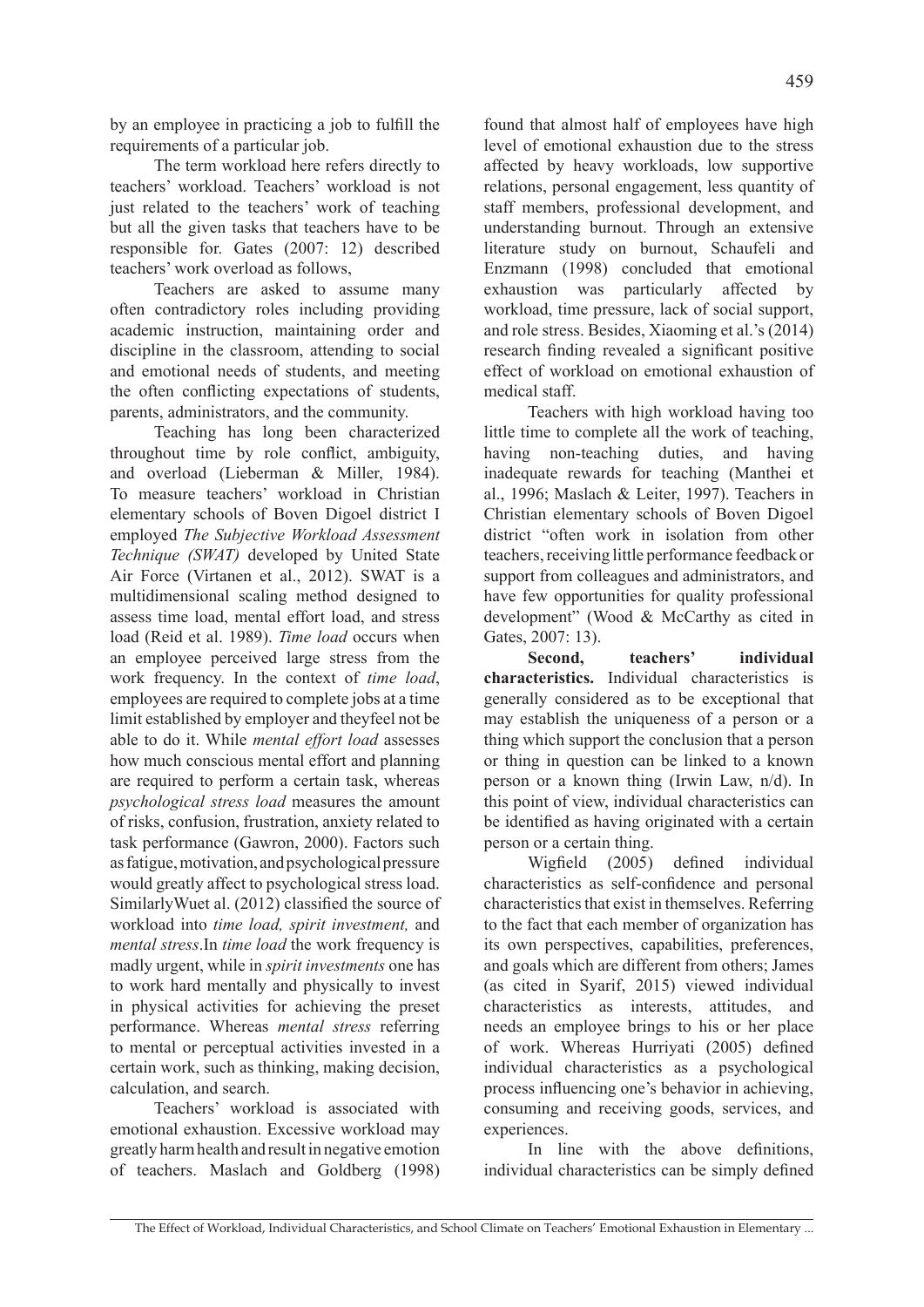by an employee in practicing a job to fulfill the requirements of a particular job.

The term workload here refers directly to teachers' workload. Teachers' workload is not just related to the teachers' work of teaching but all the given tasks that teachers have to be responsible for. Gates (2007: 12) described teachers' work overload as follows,

Teachers are asked to assume many often contradictory roles including providing academic instruction, maintaining order and discipline in the classroom, attending to social and emotional needs of students, and meeting the often conflicting expectations of students, parents, administrators, and the community.

Teaching has long been characterized throughout time by role conflict, ambiguity, and overload (Lieberman & Miller, 1984). To measure teachers' workload in Christian elementary schools of Boven Digoel district I employed *The Subjective Workload Assessment Technique (SWAT)* developed by United State Air Force (Virtanen et al., 2012). SWAT is a multidimensional scaling method designed to assess time load, mental effort load, and stress load (Reid et al. 1989). *Time load* occurs when an employee perceived large stress from the work frequency. In the context of *time load*, employees are required to complete jobs at a time limit established by employer and theyfeel not be able to do it. While *mental effort load* assesses how much conscious mental effort and planning are required to perform a certain task, whereas *psychological stress load* measures the amount of risks, confusion, frustration, anxiety related to task performance (Gawron, 2000). Factors such as fatigue, motivation, and psychological pressure would greatly affect to psychological stress load. SimilarlyWuet al. (2012) classified the source of workload into *time load, spirit investment,* and *mental stress*.In *time load* the work frequency is madly urgent, while in *spirit investments* one has to work hard mentally and physically to invest in physical activities for achieving the preset performance. Whereas *mental stress* referring to mental or perceptual activities invested in a certain work, such as thinking, making decision, calculation, and search.

Teachers' workload is associated with emotional exhaustion. Excessive workload may greatly harm health and result in negative emotion of teachers. Maslach and Goldberg (1998) found that almost half of employees have high level of emotional exhaustion due to the stress affected by heavy workloads, low supportive relations, personal engagement, less quantity of staff members, professional development, and understanding burnout. Through an extensive literature study on burnout, Schaufeli and Enzmann (1998) concluded that emotional exhaustion was particularly affected by workload, time pressure, lack of social support, and role stress. Besides, Xiaoming et al.'s (2014) research finding revealed a significant positive effect of workload on emotional exhaustion of medical staff.

Teachers with high workload having too little time to complete all the work of teaching, having non-teaching duties, and having inadequate rewards for teaching (Manthei et al., 1996; Maslach & Leiter, 1997). Teachers in Christian elementary schools of Boven Digoel district "often work in isolation from other teachers, receiving little performance feedback or support from colleagues and administrators, and have few opportunities for quality professional development" (Wood & McCarthy as cited in Gates, 2007: 13).

**Second, teachers' individual characteristics.** Individual characteristics is generally considered as to be exceptional that may establish the uniqueness of a person or a thing which support the conclusion that a person or thing in question can be linked to a known person or a known thing (Irwin Law, n/d). In this point of view, individual characteristics can be identified as having originated with a certain person or a certain thing.

Wigfield (2005) defined individual characteristics as self-confidence and personal characteristics that exist in themselves. Referring to the fact that each member of organization has its own perspectives, capabilities, preferences, and goals which are different from others; James (as cited in Syarif, 2015) viewed individual characteristics as interests, attitudes, and needs an employee brings to his or her place of work. Whereas Hurriyati (2005) defined individual characteristics as a psychological process influencing one's behavior in achieving, consuming and receiving goods, services, and experiences.

In line with the above definitions, individual characteristics can be simply defined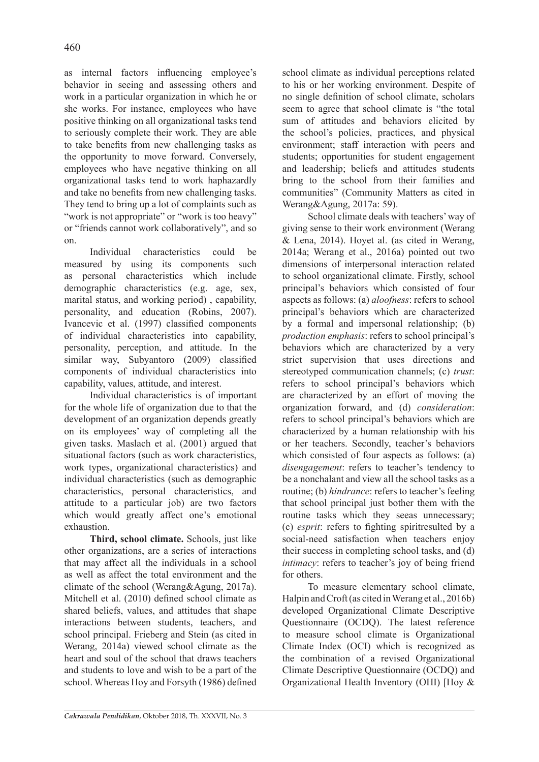as internal factors influencing employee's behavior in seeing and assessing others and work in a particular organization in which he or she works. For instance, employees who have positive thinking on all organizational tasks tend to seriously complete their work. They are able to take benefits from new challenging tasks as the opportunity to move forward. Conversely, employees who have negative thinking on all organizational tasks tend to work haphazardly and take no benefits from new challenging tasks. They tend to bring up a lot of complaints such as "work is not appropriate" or "work is too heavy" or "friends cannot work collaboratively", and so on.

Individual characteristics could be measured by using its components such as personal characteristics which include demographic characteristics (e.g. age, sex, marital status, and working period) , capability, personality, and education (Robins, 2007). Ivancevic et al. (1997) classified components of individual characteristics into capability, personality, perception, and attitude. In the similar way, Subyantoro (2009) classified components of individual characteristics into capability, values, attitude, and interest.

Individual characteristics is of important for the whole life of organization due to that the development of an organization depends greatly on its employees' way of completing all the given tasks. Maslach et al. (2001) argued that situational factors (such as work characteristics, work types, organizational characteristics) and individual characteristics (such as demographic characteristics, personal characteristics, and attitude to a particular job) are two factors which would greatly affect one's emotional exhaustion.

**Third, school climate.** Schools, just like other organizations, are a series of interactions that may affect all the individuals in a school as well as affect the total environment and the climate of the school (Werang&Agung, 2017a). Mitchell et al. (2010) defined school climate as shared beliefs, values, and attitudes that shape interactions between students, teachers, and school principal. Frieberg and Stein (as cited in Werang, 2014a) viewed school climate as the heart and soul of the school that draws teachers and students to love and wish to be a part of the school. Whereas Hoy and Forsyth (1986) defined school climate as individual perceptions related to his or her working environment. Despite of no single definition of school climate, scholars seem to agree that school climate is "the total sum of attitudes and behaviors elicited by the school's policies, practices, and physical environment; staff interaction with peers and students; opportunities for student engagement and leadership; beliefs and attitudes students bring to the school from their families and communities" (Community Matters as cited in Werang&Agung, 2017a: 59).

School climate deals with teachers' way of giving sense to their work environment (Werang & Lena, 2014). Hoyet al. (as cited in Werang, 2014a; Werang et al., 2016a) pointed out two dimensions of interpersonal interaction related to school organizational climate. Firstly, school principal's behaviors which consisted of four aspects as follows: (a) *aloofness*: refers to school principal's behaviors which are characterized by a formal and impersonal relationship; (b) *production emphasis*: refers to school principal's behaviors which are characterized by a very strict supervision that uses directions and stereotyped communication channels; (c) *trust*: refers to school principal's behaviors which are characterized by an effort of moving the organization forward, and (d) *consideration*: refers to school principal's behaviors which are characterized by a human relationship with his or her teachers. Secondly, teacher's behaviors which consisted of four aspects as follows: (a) *disengagement*: refers to teacher's tendency to be a nonchalant and view all the school tasks as a routine; (b) *hindrance*: refers to teacher's feeling that school principal just bother them with the routine tasks which they seeas unnecessary; (c) *esprit*: refers to fighting spiritresulted by a social-need satisfaction when teachers enjoy their success in completing school tasks, and (d) *intimacy*: refers to teacher's joy of being friend for others.

To measure elementary school climate, Halpin and Croft (as cited in Werang et al., 2016b) developed Organizational Climate Descriptive Questionnaire (OCDQ). The latest reference to measure school climate is Organizational Climate Index (OCI) which is recognized as the combination of a revised Organizational Climate Descriptive Questionnaire (OCDQ) and Organizational Health Inventory (OHI) [Hoy &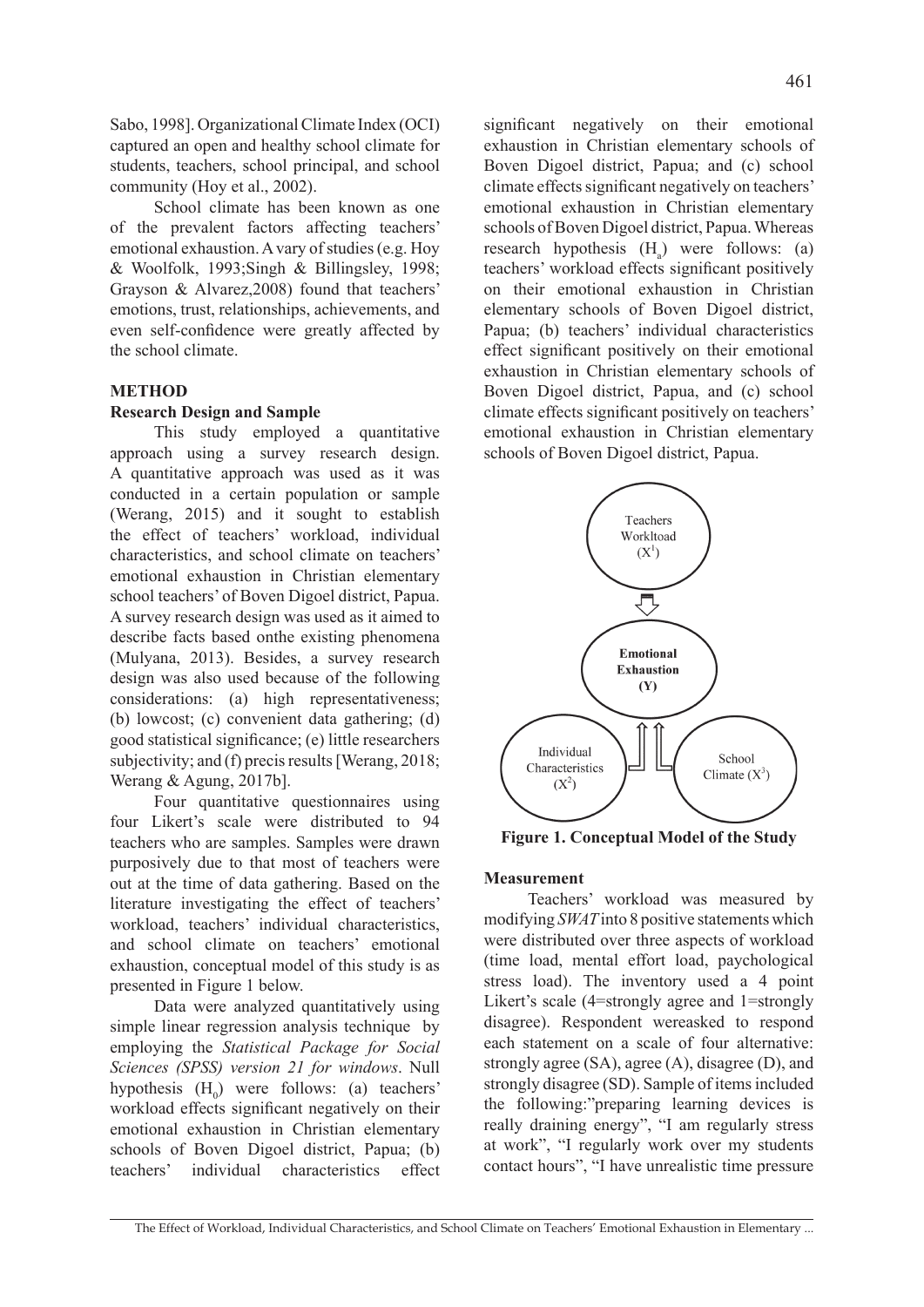Sabo, 1998]. Organizational Climate Index (OCI) captured an open and healthy school climate for students, teachers, school principal, and school community (Hoy et al., 2002).

School climate has been known as one of the prevalent factors affecting teachers' emotional exhaustion. A vary of studies (e.g. Hoy & Woolfolk, 1993;Singh & Billingsley, 1998; Grayson & Alvarez,2008) found that teachers' emotions, trust, relationships, achievements, and even self-confidence were greatly affected by the school climate.

## METHOD

### Research Design and Sample

This study employed a quantitative approach using a survey research design. A quantitative approach was used as it was conducted in a certain population or sample (Werang, 2015) and it sought to establish the effect of teachers' workload, individual characteristics, and school climate on teachers' emotional exhaustion in Christian elementary school teachers' of Boven Digoel district, Papua. A survey research design was used as it aimed to describe facts based onthe existing phenomena (Mulyana, 2013). Besides, a survey research design was also used because of the following considerations: (a) high representativeness; (b) lowcost; (c) convenient data gathering; (d) good statistical significance; (e) little researchers subjectivity; and (f) precis results [Werang, 2018; Werang & Agung, 2017b].

Four quantitative questionnaires using four Likert's scale were distributed to 94 teachers who are samples. Samples were drawn purposively due to that most of teachers were out at the time of data gathering. Based on the literature investigating the effect of teachers' workload, teachers' individual characteristics, and school climate on teachers' emotional exhaustion, conceptual model of this study is as presented in Figure 1 below.

Data were analyzed quantitatively using simple linear regression analysis technique by employing the *Statistical Package for Social Sciences (SPSS) version 21 for windows*. Null hypothesis ($H_0$) were follows: (a) teachers' workload effects significant negatively on their emotional exhaustion in Christian elementary schools of Boven Digoel district, Papua; (b) teachers' individual characteristics effect significant negatively on their emotional exhaustion in Christian elementary schools of Boven Digoel district, Papua; and (c) school climate effects significant negatively on teachers' emotional exhaustion in Christian elementary schools of Boven Digoel district, Papua. Whereas research hypothesis ($H_a$) were follows: (a) teachers' workload effects significant positively on their emotional exhaustion in Christian elementary schools of Boven Digoel district, Papua; (b) teachers' individual characteristics effect significant positively on their emotional exhaustion in Christian elementary schools of Boven Digoel district, Papua, and (c) school climate effects significant positively on teachers' emotional exhaustion in Christian elementary schools of Boven Digoel district, Papua.

Teachers Worktload ($X^1$)

**Emotional Exhaustion (Y)**

Individual Characteristics ($X^2$)

School Climate ($X^3$)

**Figure 1. Conceptual Model of the Study**

### Measurement

Teachers' workload was measured by modifying *SWAT* into 8 positive statements which were distributed over three aspects of workload (time load, mental effort load, paychological stress load). The inventory used a 4 point Likert's scale (4=strongly agree and 1=strongly disagree). Respondent wereasked to respond each statement on a scale of four alternative: strongly agree (SA), agree (A), disagree (D), and strongly disagree (SD). Sample of items included the following:"preparing learning devices is really draining energy", "I am regularly stress at work", "I regularly work over my students contact hours", "I have unrealistic time pressure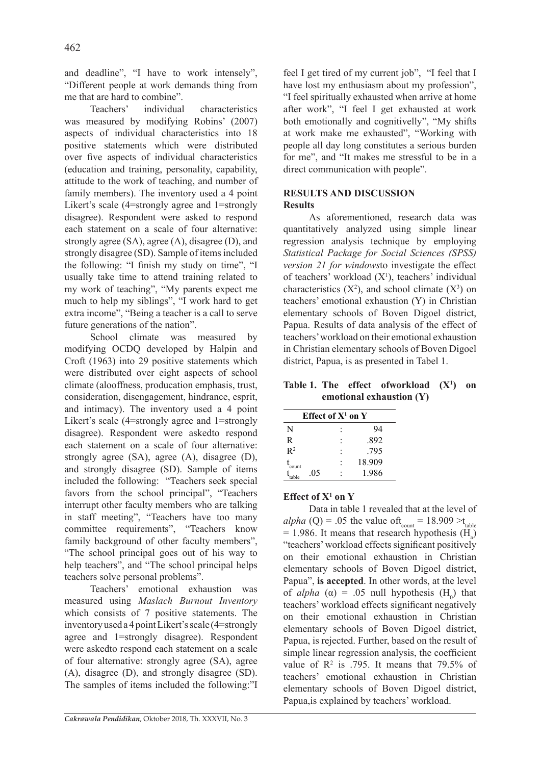and deadline", "I have to work intensely", "Different people at work demands thing from me that are hard to combine".

Teachers' individual characteristics was measured by modifying Robins' (2007) aspects of individual characteristics into 18 positive statements which were distributed over five aspects of individual characteristics (education and training, personality, capability, attitude to the work of teaching, and number of family members). The inventory used a 4 point Likert's scale (4=strongly agree and 1=strongly disagree). Respondent were asked to respond each statement on a scale of four alternative: strongly agree (SA), agree (A), disagree (D), and strongly disagree (SD). Sample of items included the following: "I finish my study on time", "I usually take time to attend training related to my work of teaching", "My parents expect me much to help my siblings", "I work hard to get extra income", "Being a teacher is a call to serve future generations of the nation".

School climate was measured by modifying OCDQ developed by Halpin and Croft (1963) into 29 positive statements which were distributed over eight aspects of school climate (alooffness, producation emphasis, trust, consideration, disengagement, hindrance, esprit, and intimacy). The inventory used a 4 point Likert's scale (4=strongly agree and 1=strongly disagree). Respondent were askedto respond each statement on a scale of four alternative: strongly agree (SA), agree (A), disagree (D), and strongly disagree (SD). Sample of items included the following: "Teachers seek special favors from the school principal", "Teachers interrupt other faculty members who are talking in staff meeting", "Teachers have too many committee requirements", "Teachers know family background of other faculty members", "The school principal goes out of his way to help teachers", and "The school principal helps teachers solve personal problems".

Teachers' emotional exhaustion was measured using *Maslach Burnout Inventory* which consists of 7 positive statements. The inventory used a 4 point Likert's scale (4=strongly agree and 1=strongly disagree). Respondent were askedto respond each statement on a scale of four alternative: strongly agree (SA), agree (A), disagree (D), and strongly disagree (SD). The samples of items included the following:"I feel I get tired of my current job", "I feel that I have lost my enthusiasm about my profession", "I feel spiritually exhausted when arrive at home after work", "I feel I get exhausted at work both emotionally and cognitivelly", "My shifts at work make me exhausted", "Working with people all day long constitutes a serious burden for me", and "It makes me stressful to be in a direct communication with people".

## RESULTS AND DISCUSSION

### Results

As aforementioned, research data was quantitatively analyzed using simple linear regression analysis technique by employing *Statistical Package for Social Sciences (SPSS) version 21 for windows*to investigate the effect of teachers' workload ($X^1$), teachers' individual characteristics ($X^2$), and school climate ($X^3$) on teachers' emotional exhaustion (Y) in Christian elementary schools of Boven Digoel district, Papua. Results of data analysis of the effect of teachers' workload on their emotional exhaustion in Christian elementary schools of Boven Digoel district, Papua, is as presented in Tabel 1.

**Table 1. The effect ofworkload ($X^1$) on emotional exhaustion (Y)**

| Effect of $X^1$ on Y | | |
|---|---|---|
| N | : | 94 |
| R | : | .892 |
| $R^2$ | : | .795 |
| $t_{count}$ | : | 18.909 |
| $t_{table}$ .05 | : | 1.986 |

#### Effect of $X^1$ on Y

Data in table 1 revealed that at the level of *alpha* (Q) = .05 the value of$t_{count}$ = 18.909 >$t_{table}$ = 1.986. It means that research hypothesis ($H_a$) "teachers' workload effects significant positively on their emotional exhaustion in Christian elementary schools of Boven Digoel district, Papua", **is accepted**. In other words, at the level of *alpha* ($\alpha$) = .05 null hypothesis ($H_0$) that teachers' workload effects significant negatively on their emotional exhaustion in Christian elementary schools of Boven Digoel district, Papua, is rejected. Further, based on the result of simple linear regression analysis, the coefficient value of $R^2$ is .795. It means that 79.5% of teachers' emotional exhaustion in Christian elementary schools of Boven Digoel district, Papua,is explained by teachers' workload.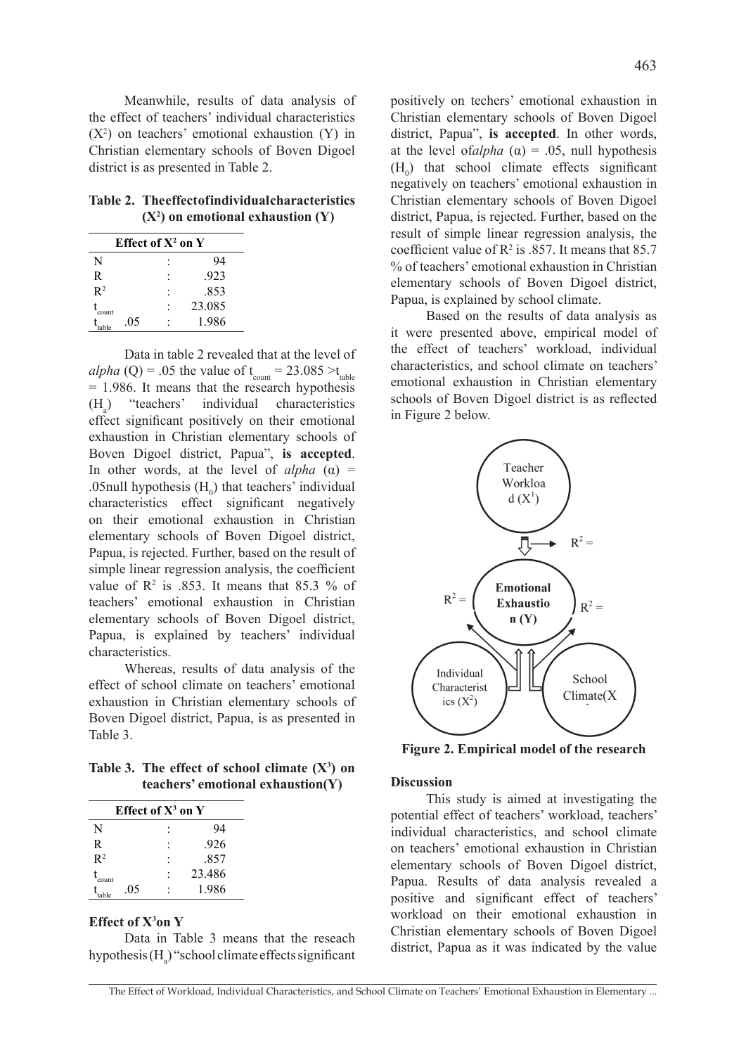Meanwhile, results of data analysis of the effect of teachers' individual characteristics ($X^2$) on teachers' emotional exhaustion (Y) in Christian elementary schools of Boven Digoel district is as presented in Table 2.

**Table 2. Theeffectofindividualcharacteristics ($X^2$) on emotional exhaustion (Y)**

| Effect of $X^2$ on Y | | |
|---|---|---|
| N | : | 94 |
| R | : | .923 |
| $R^2$ | : | .853 |
| $t_{count}$ | : | 23.085 |
| $t_{table}$ .05 | : | 1.986 |

Data in table 2 revealed that at the level of *alpha* (Q) = .05 the value of $t_{count}$ = 23.085 >$t_{table}$ = 1.986. It means that the research hypothesis ($H_a$) "teachers' individual characteristics effect significant positively on their emotional exhaustion in Christian elementary schools of Boven Digoel district, Papua", **is accepted**. In other words, at the level of *alpha* (α) = .05null hypothesis ($H_0$) that teachers' individual characteristics effect significant negatively on their emotional exhaustion in Christian elementary schools of Boven Digoel district, Papua, is rejected. Further, based on the result of simple linear regression analysis, the coefficient value of $R^2$ is .853. It means that 85.3 % of teachers' emotional exhaustion in Christian elementary schools of Boven Digoel district, Papua, is explained by teachers' individual characteristics.

Whereas, results of data analysis of the effect of school climate on teachers' emotional exhaustion in Christian elementary schools of Boven Digoel district, Papua, is as presented in Table 3.

**Table 3. The effect of school climate ($X^3$) on teachers' emotional exhaustion(Y)**

| Effect of $X^3$ on Y | | |
|---|---|---|
| N | : | 94 |
| R | : | .926 |
| $R^2$ | : | .857 |
| $t_{count}$ | : | 23.486 |
| $t_{table}$ .05 | : | 1.986 |

**Effect of $X^3$on Y**

Data in Table 3 means that the reseach hypothesis ($H_a$) "school climate effects significant positively on techers' emotional exhaustion in Christian elementary schools of Boven Digoel district, Papua", **is accepted**. In other words, at the level of*alpha* (α) = .05, null hypothesis ($H_0$) that school climate effects significant negatively on teachers' emotional exhaustion in Christian elementary schools of Boven Digoel district, Papua, is rejected. Further, based on the result of simple linear regression analysis, the coefficient value of $R^2$ is .857. It means that 85.7 % of teachers' emotional exhaustion in Christian elementary schools of Boven Digoel district, Papua, is explained by school climate.

Based on the results of data analysis as it were presented above, empirical model of the effect of teachers' workload, individual characteristics, and school climate on teachers' emotional exhaustion in Christian elementary schools of Boven Digoel district is as reflected in Figure 2 below.

**Figure 2. Empirical model of the research**

## Discussion

This study is aimed at investigating the potential effect of teachers' workload, teachers' individual characteristics, and school climate on teachers' emotional exhaustion in Christian elementary schools of Boven Digoel district, Papua. Results of data analysis revealed a positive and significant effect of teachers' workload on their emotional exhaustion in Christian elementary schools of Boven Digoel district, Papua as it was indicated by the value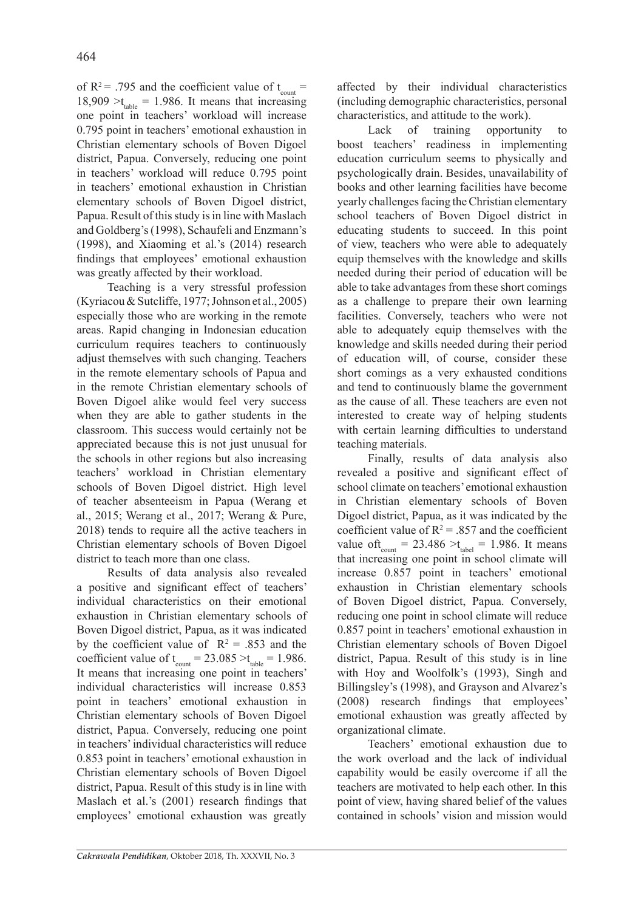of $R^2 = .795$ and the coefficient value of $t_{count} = 18,909 > t_{table} = 1.986$. It means that increasing one point in teachers' workload will increase 0.795 point in teachers' emotional exhaustion in Christian elementary schools of Boven Digoel district, Papua. Conversely, reducing one point in teachers' workload will reduce 0.795 point in teachers' emotional exhaustion in Christian elementary schools of Boven Digoel district, Papua. Result of this study is in line with Maslach and Goldberg's (1998), Schaufeli and Enzmann's (1998), and Xiaoming et al.'s (2014) research findings that employees' emotional exhaustion was greatly affected by their workload.

Teaching is a very stressful profession (Kyriacou & Sutcliffe, 1977; Johnson et al., 2005) especially those who are working in the remote areas. Rapid changing in Indonesian education curriculum requires teachers to continuously adjust themselves with such changing. Teachers in the remote elementary schools of Papua and in the remote Christian elementary schools of Boven Digoel alike would feel very success when they are able to gather students in the classroom. This success would certainly not be appreciated because this is not just unusual for the schools in other regions but also increasing teachers' workload in Christian elementary schools of Boven Digoel district. High level of teacher absenteeism in Papua (Werang et al., 2015; Werang et al., 2017; Werang & Pure, 2018) tends to require all the active teachers in Christian elementary schools of Boven Digoel district to teach more than one class.

Results of data analysis also revealed a positive and significant effect of teachers' individual characteristics on their emotional exhaustion in Christian elementary schools of Boven Digoel district, Papua, as it was indicated by the coefficient value of $R^2 = .853$ and the coefficient value of $t_{count} = 23.085 > t_{table} = 1.986$. It means that increasing one point in teachers' individual characteristics will increase 0.853 point in teachers' emotional exhaustion in Christian elementary schools of Boven Digoel district, Papua. Conversely, reducing one point in teachers' individual characteristics will reduce 0.853 point in teachers' emotional exhaustion in Christian elementary schools of Boven Digoel district, Papua. Result of this study is in line with Maslach et al.'s (2001) research findings that employees' emotional exhaustion was greatly affected by their individual characteristics (including demographic characteristics, personal characteristics, and attitude to the work).

Lack of training opportunity to boost teachers' readiness in implementing education curriculum seems to physically and psychologically drain. Besides, unavailability of books and other learning facilities have become yearly challenges facing the Christian elementary school teachers of Boven Digoel district in educating students to succeed. In this point of view, teachers who were able to adequately equip themselves with the knowledge and skills needed during their period of education will be able to take advantages from these short comings as a challenge to prepare their own learning facilities. Conversely, teachers who were not able to adequately equip themselves with the knowledge and skills needed during their period of education will, of course, consider these short comings as a very exhausted conditions and tend to continuously blame the government as the cause of all. These teachers are even not interested to create way of helping students with certain learning difficulties to understand teaching materials.

Finally, results of data analysis also revealed a positive and significant effect of school climate on teachers' emotional exhaustion in Christian elementary schools of Boven Digoel district, Papua, as it was indicated by the coefficient value of $R^2 = .857$ and the coefficient value of $t_{count} = 23.486 > t_{tabel} = 1.986$. It means that increasing one point in school climate will increase 0.857 point in teachers' emotional exhaustion in Christian elementary schools of Boven Digoel district, Papua. Conversely, reducing one point in school climate will reduce 0.857 point in teachers' emotional exhaustion in Christian elementary schools of Boven Digoel district, Papua. Result of this study is in line with Hoy and Woolfolk's (1993), Singh and Billingsley's (1998), and Grayson and Alvarez's (2008) research findings that employees' emotional exhaustion was greatly affected by organizational climate.

Teachers' emotional exhaustion due to the work overload and the lack of individual capability would be easily overcome if all the teachers are motivated to help each other. In this point of view, having shared belief of the values contained in schools' vision and mission would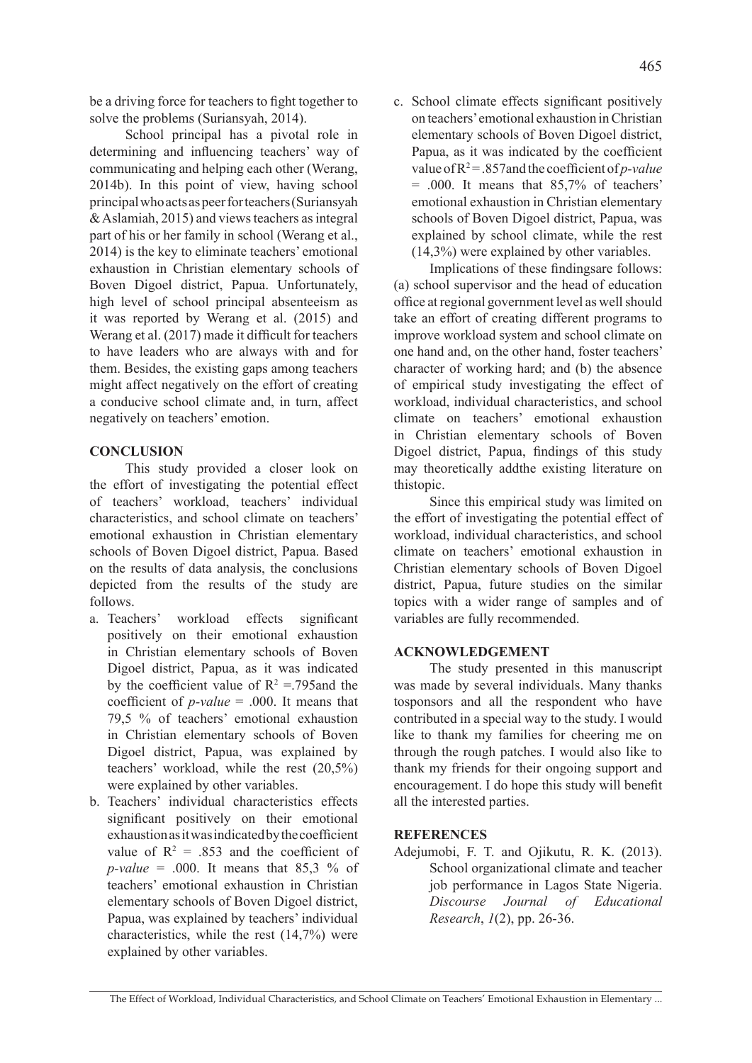be a driving force for teachers to fight together to solve the problems (Suriansyah, 2014).

School principal has a pivotal role in determining and influencing teachers' way of communicating and helping each other (Werang, 2014b). In this point of view, having school principal who acts as peer for teachers (Suriansyah & Aslamiah, 2015) and views teachers as integral part of his or her family in school (Werang et al., 2014) is the key to eliminate teachers' emotional exhaustion in Christian elementary schools of Boven Digoel district, Papua. Unfortunately, high level of school principal absenteeism as it was reported by Werang et al. (2015) and Werang et al. (2017) made it difficult for teachers to have leaders who are always with and for them. Besides, the existing gaps among teachers might affect negatively on the effort of creating a conducive school climate and, in turn, affect negatively on teachers' emotion.

## CONCLUSION

This study provided a closer look on the effort of investigating the potential effect of teachers' workload, teachers' individual characteristics, and school climate on teachers' emotional exhaustion in Christian elementary schools of Boven Digoel district, Papua. Based on the results of data analysis, the conclusions depicted from the results of the study are follows.

a. Teachers' workload effects significant positively on their emotional exhaustion in Christian elementary schools of Boven Digoel district, Papua, as it was indicated by the coefficient value of $R^2$ =.795and the coefficient of *p-value* = .000. It means that 79,5 % of teachers' emotional exhaustion in Christian elementary schools of Boven Digoel district, Papua, was explained by teachers' workload, while the rest (20,5%) were explained by other variables.
b. Teachers' individual characteristics effects significant positively on their emotional exhaustion as it was indicated by the coefficient value of $R^2$ = .853 and the coefficient of *p-value* = .000. It means that 85,3 % of teachers' emotional exhaustion in Christian elementary schools of Boven Digoel district, Papua, was explained by teachers' individual characteristics, while the rest (14,7%) were explained by other variables.
c. School climate effects significant positively on teachers' emotional exhaustion in Christian elementary schools of Boven Digoel district, Papua, as it was indicated by the coefficient value of $R^2$ = .857and the coefficient of *p-value* = .000. It means that 85,7% of teachers' emotional exhaustion in Christian elementary schools of Boven Digoel district, Papua, was explained by school climate, while the rest (14,3%) were explained by other variables.

Implications of these findingsare follows: (a) school supervisor and the head of education office at regional government level as well should take an effort of creating different programs to improve workload system and school climate on one hand and, on the other hand, foster teachers' character of working hard; and (b) the absence of empirical study investigating the effect of workload, individual characteristics, and school climate on teachers' emotional exhaustion in Christian elementary schools of Boven Digoel district, Papua, findings of this study may theoretically addthe existing literature on thistopic.

Since this empirical study was limited on the effort of investigating the potential effect of workload, individual characteristics, and school climate on teachers' emotional exhaustion in Christian elementary schools of Boven Digoel district, Papua, future studies on the similar topics with a wider range of samples and of variables are fully recommended.

## ACKNOWLEDGEMENT

The study presented in this manuscript was made by several individuals. Many thanks tosponsors and all the respondent who have contributed in a special way to the study. I would like to thank my families for cheering me on through the rough patches. I would also like to thank my friends for their ongoing support and encouragement. I do hope this study will benefit all the interested parties.

## REFERENCES

Adejumobi, F. T. and Ojikutu, R. K. (2013). School organizational climate and teacher job performance in Lagos State Nigeria. *Discourse Journal of Educational Research*, *1*(2), pp. 26-36.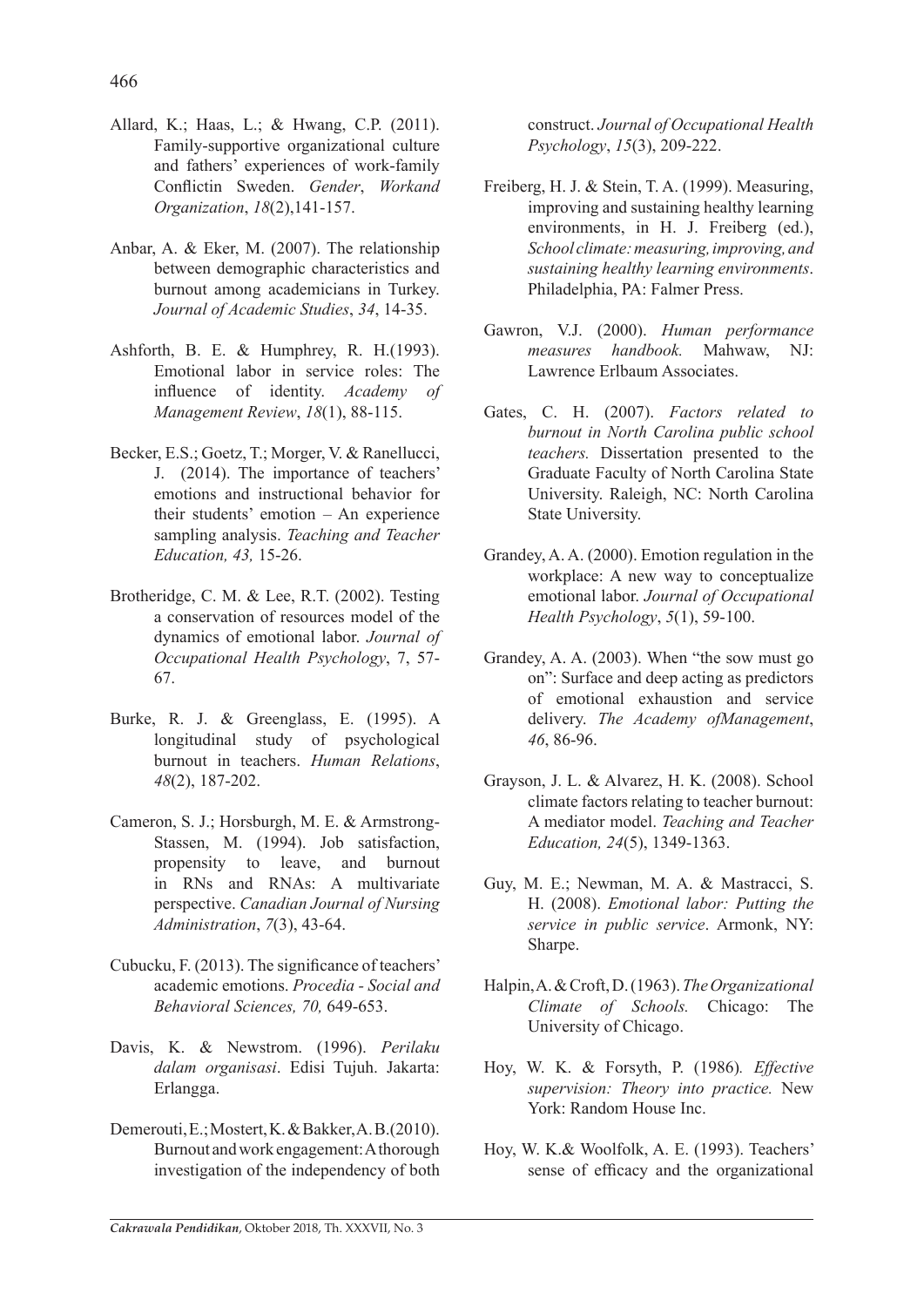Allard, K.; Haas, L.; & Hwang, C.P. (2011). Family-supportive organizational culture and fathers' experiences of work-family Conflictin Sweden. *Gender*, *Workand Organization*, *18*(2),141-157.

Anbar, A. & Eker, M. (2007). The relationship between demographic characteristics and burnout among academicians in Turkey. *Journal of Academic Studies*, *34*, 14-35.

Ashforth, B. E. & Humphrey, R. H.(1993). Emotional labor in service roles: The influence of identity. *Academy of Management Review*, *18*(1), 88-115.

Becker, E.S.; Goetz, T.; Morger, V. & Ranellucci, J. (2014). The importance of teachers' emotions and instructional behavior for their students' emotion – An experience sampling analysis. *Teaching and Teacher Education, 43,* 15-26.

Brotheridge, C. M. & Lee, R.T. (2002). Testing a conservation of resources model of the dynamics of emotional labor. *Journal of Occupational Health Psychology*, 7, 57-67.

Burke, R. J. & Greenglass, E. (1995). A longitudinal study of psychological burnout in teachers. *Human Relations*, *48*(2), 187-202.

Cameron, S. J.; Horsburgh, M. E. & Armstrong-Stassen, M. (1994). Job satisfaction, propensity to leave, and burnout in RNs and RNAs: A multivariate perspective. *Canadian Journal of Nursing Administration*, *7*(3), 43-64.

Cubucku, F. (2013). The significance of teachers' academic emotions. *Procedia - Social and Behavioral Sciences, 70,* 649-653.

Davis, K. & Newstrom. (1996). *Perilaku dalam organisasi*. Edisi Tujuh. Jakarta: Erlangga.

Demerouti, E.; Mostert, K. & Bakker, A. B. (2010). Burnout and work engagement: A thorough investigation of the independency of both construct. *Journal of Occupational Health Psychology*, *15*(3), 209-222.

Freiberg, H. J. & Stein, T. A. (1999). Measuring, improving and sustaining healthy learning environments, in H. J. Freiberg (ed.), *School climate: measuring, improving, and sustaining healthy learning environments*. Philadelphia, PA: Falmer Press.

Gawron, V.J. (2000). *Human performance measures handbook.* Mahwaw, NJ: Lawrence Erlbaum Associates.

Gates, C. H. (2007). *Factors related to burnout in North Carolina public school teachers.* Dissertation presented to the Graduate Faculty of North Carolina State University. Raleigh, NC: North Carolina State University.

Grandey, A. A. (2000). Emotion regulation in the workplace: A new way to conceptualize emotional labor. *Journal of Occupational Health Psychology*, *5*(1), 59-100.

Grandey, A. A. (2003). When "the sow must go on": Surface and deep acting as predictors of emotional exhaustion and service delivery. *The Academy ofManagement*, *46*, 86-96.

Grayson, J. L. & Alvarez, H. K. (2008). School climate factors relating to teacher burnout: A mediator model. *Teaching and Teacher Education, 24*(5), 1349-1363.

Guy, M. E.; Newman, M. A. & Mastracci, S. H. (2008). *Emotional labor: Putting the service in public service*. Armonk, NY: Sharpe.

Halpin, A. & Croft, D. (1963). *The Organizational Climate of Schools.* Chicago: The University of Chicago.

Hoy, W. K. & Forsyth, P. (1986)*. Effective supervision: Theory into practice.* New York: Random House Inc.

Hoy, W. K.& Woolfolk, A. E. (1993). Teachers' sense of efficacy and the organizational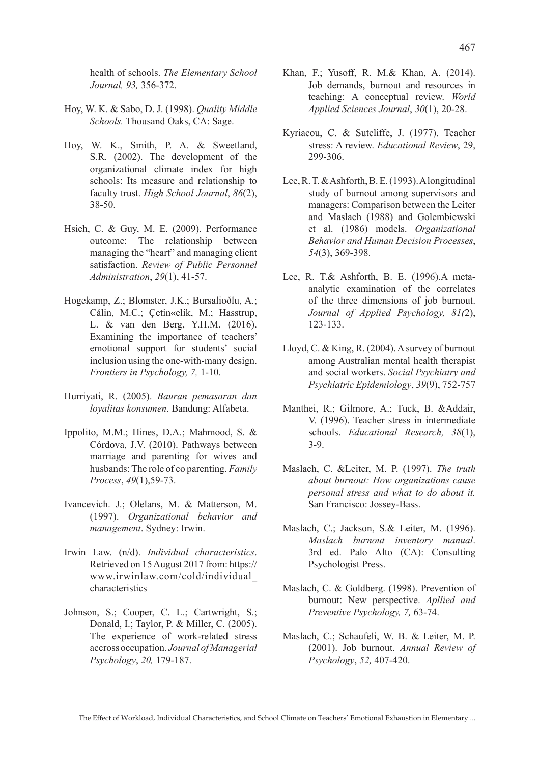health of schools. *The Elementary School Journal, 93,* 356-372.

Hoy, W. K. & Sabo, D. J. (1998). *Quality Middle Schools.* Thousand Oaks, CA: Sage.

Hoy, W. K., Smith, P. A. & Sweetland, S.R. (2002). The development of the organizational climate index for high schools: Its measure and relationship to faculty trust. *High School Journal*, *86*(2), 38-50.

Hsieh, C. & Guy, M. E. (2009). Performance outcome: The relationship between managing the "heart" and managing client satisfaction. *Review of Public Personnel Administration*, *29*(1), 41-57.

Hogekamp, Z.; Blomster, J.K.; Bursalioðlu, A.; Cálin, M.C.; Çetin«elik, M.; Hasstrup, L. & van den Berg, Y.H.M. (2016). Examining the importance of teachers' emotional support for students' social inclusion using the one-with-many design. *Frontiers in Psychology, 7,* 1-10.

Hurriyati, R. (2005). *Bauran pemasaran dan loyalitas konsumen*. Bandung: Alfabeta.

Ippolito, M.M.; Hines, D.A.; Mahmood, S. & Córdova, J.V. (2010). Pathways between marriage and parenting for wives and husbands: The role of co parenting. *Family Process*, *49*(1),59-73.

Ivancevich. J.; Olelans, M. & Matterson, M. (1997). *Organizational behavior and management*. Sydney: Irwin.

Irwin Law. (n/d). *Individual characteristics*. Retrieved on 15 August 2017 from: https://www.irwinlaw.com/cold/individual_characteristics

Johnson, S.; Cooper, C. L.; Cartwright, S.; Donald, I.; Taylor, P. & Miller, C. (2005). The experience of work-related stress accross occupation. *Journal of Managerial Psychology*, *20,* 179-187.

Khan, F.; Yusoff, R. M.& Khan, A. (2014). Job demands, burnout and resources in teaching: A conceptual review. *World Applied Sciences Journal*, *30*(1), 20-28.

Kyriacou, C. & Sutcliffe, J. (1977). Teacher stress: A review. *Educational Review*, 29, 299-306.

Lee, R. T. & Ashforth, B. E. (1993). A longitudinal study of burnout among supervisors and managers: Comparison between the Leiter and Maslach (1988) and Golembiewski et al. (1986) models. *Organizational Behavior and Human Decision Processes*, *54*(3), 369-398.

Lee, R. T.& Ashforth, B. E. (1996).A meta-analytic examination of the correlates of the three dimensions of job burnout. *Journal of Applied Psychology, 81(*2), 123-133.

Lloyd, C. & King, R. (2004). A survey of burnout among Australian mental health therapist and social workers. *Social Psychiatry and Psychiatric Epidemiology*, *39*(9), 752-757

Manthei, R.; Gilmore, A.; Tuck, B. &Addair, V. (1996). Teacher stress in intermediate schools. *Educational Research, 38*(1), 3-9.

Maslach, C. &Leiter, M. P. (1997). *The truth about burnout: How organizations cause personal stress and what to do about it.* San Francisco: Jossey-Bass.

Maslach, C.; Jackson, S.& Leiter, M. (1996). *Maslach burnout inventory manual*. 3rd ed. Palo Alto (CA): Consulting Psychologist Press.

Maslach, C. & Goldberg. (1998). Prevention of burnout: New perspective. *Apllied and Preventive Psychology, 7,* 63-74.

Maslach, C.; Schaufeli, W. B. & Leiter, M. P. (2001). Job burnout. *Annual Review of Psychology*, *52,* 407-420.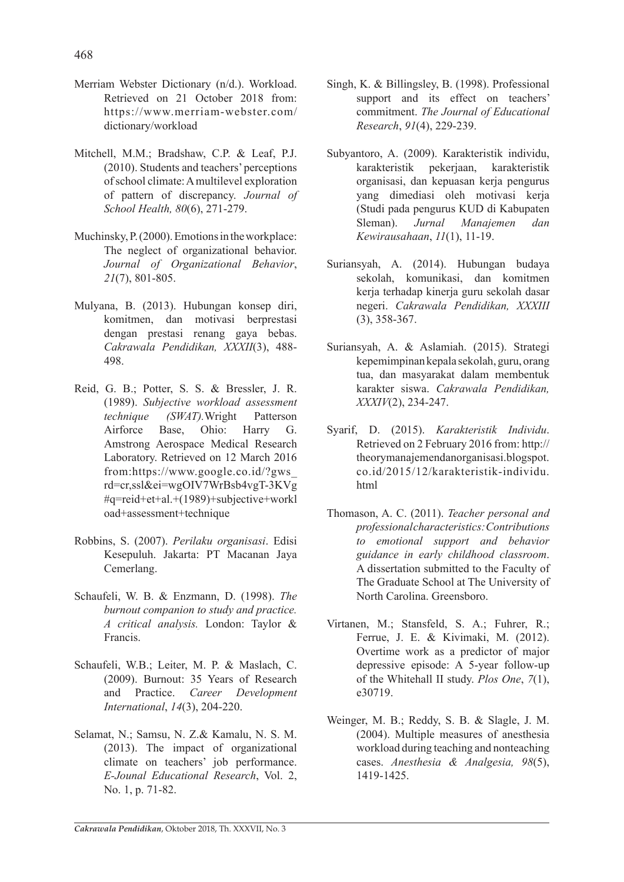Merriam Webster Dictionary (n/d.). Workload. Retrieved on 21 October 2018 from: https://www.merriam-webster.com/dictionary/workload

Mitchell, M.M.; Bradshaw, C.P. & Leaf, P.J. (2010). Students and teachers' perceptions of school climate: A multilevel exploration of pattern of discrepancy. *Journal of School Health, 80*(6), 271-279.

Muchinsky, P. (2000). Emotions in the workplace: The neglect of organizational behavior. *Journal of Organizational Behavior*, *21*(7), 801-805.

Mulyana, B. (2013). Hubungan konsep diri, komitmen, dan motivasi berprestasi dengan prestasi renang gaya bebas. *Cakrawala Pendidikan, XXXII*(3), 488-498.

Reid, G. B.; Potter, S. S. & Bressler, J. R. (1989). *Subjective workload assessment technique (SWAT).* Wright Patterson Airforce Base, Ohio: Harry G. Amstrong Aerospace Medical Research Laboratory. Retrieved on 12 March 2016 from:https://www.google.co.id/?gws_rd=cr,ssl&ei=wgOIV7WrBsb4vgT-3KVg#q=reid+et+al.+(1989)+subjective+workload+assessment+technique

Robbins, S. (2007). *Perilaku organisasi*. Edisi Kesepuluh. Jakarta: PT Macanan Jaya Cemerlang.

Schaufeli, W. B. & Enzmann, D. (1998). *The burnout companion to study and practice. A critical analysis.* London: Taylor & Francis.

Schaufeli, W.B.; Leiter, M. P. & Maslach, C. (2009). Burnout: 35 Years of Research and Practice. *Career Development International*, *14*(3), 204-220.

Selamat, N.; Samsu, N. Z.& Kamalu, N. S. M. (2013). The impact of organizational climate on teachers' job performance. *E-Jounal Educational Research*, Vol. 2, No. 1, p. 71-82.

Singh, K. & Billingsley, B. (1998). Professional support and its effect on teachers' commitment. *The Journal of Educational Research*, *91*(4), 229-239.

Subyantoro, A. (2009). Karakteristik individu, karakteristik pekerjaan, karakteristik organisasi, dan kepuasan kerja pengurus yang dimediasi oleh motivasi kerja (Studi pada pengurus KUD di Kabupaten Sleman). *Jurnal Manajemen dan Kewirausahaan*, *11*(1), 11-19.

Suriansyah, A. (2014). Hubungan budaya sekolah, komunikasi, dan komitmen kerja terhadap kinerja guru sekolah dasar negeri. *Cakrawala Pendidikan, XXXIII* (3), 358-367.

Suriansyah, A. & Aslamiah. (2015). Strategi kepemimpinan kepala sekolah, guru, orang tua, dan masyarakat dalam membentuk karakter siswa. *Cakrawala Pendidikan, XXXIV*(2), 234-247.

Syarif, D. (2015). *Karakteristik Individu*. Retrieved on 2 February 2016 from: http://theorymanajemendanorganisasi.blogspot.co.id/2015/12/karakteristik-individu.html

Thomason, A. C. (2011). *Teacher personal and professional characteristics: Contributions to emotional support and behavior guidance in early childhood classroom*. A dissertation submitted to the Faculty of The Graduate School at The University of North Carolina. Greensboro.

Virtanen, M.; Stansfeld, S. A.; Fuhrer, R.; Ferrue, J. E. & Kivimaki, M. (2012). Overtime work as a predictor of major depressive episode: A 5-year follow-up of the Whitehall II study. *Plos One*, *7*(1), e30719.

Weinger, M. B.; Reddy, S. B. & Slagle, J. M. (2004). Multiple measures of anesthesia workload during teaching and nonteaching cases. *Anesthesia & Analgesia, 98*(5), 1419-1425.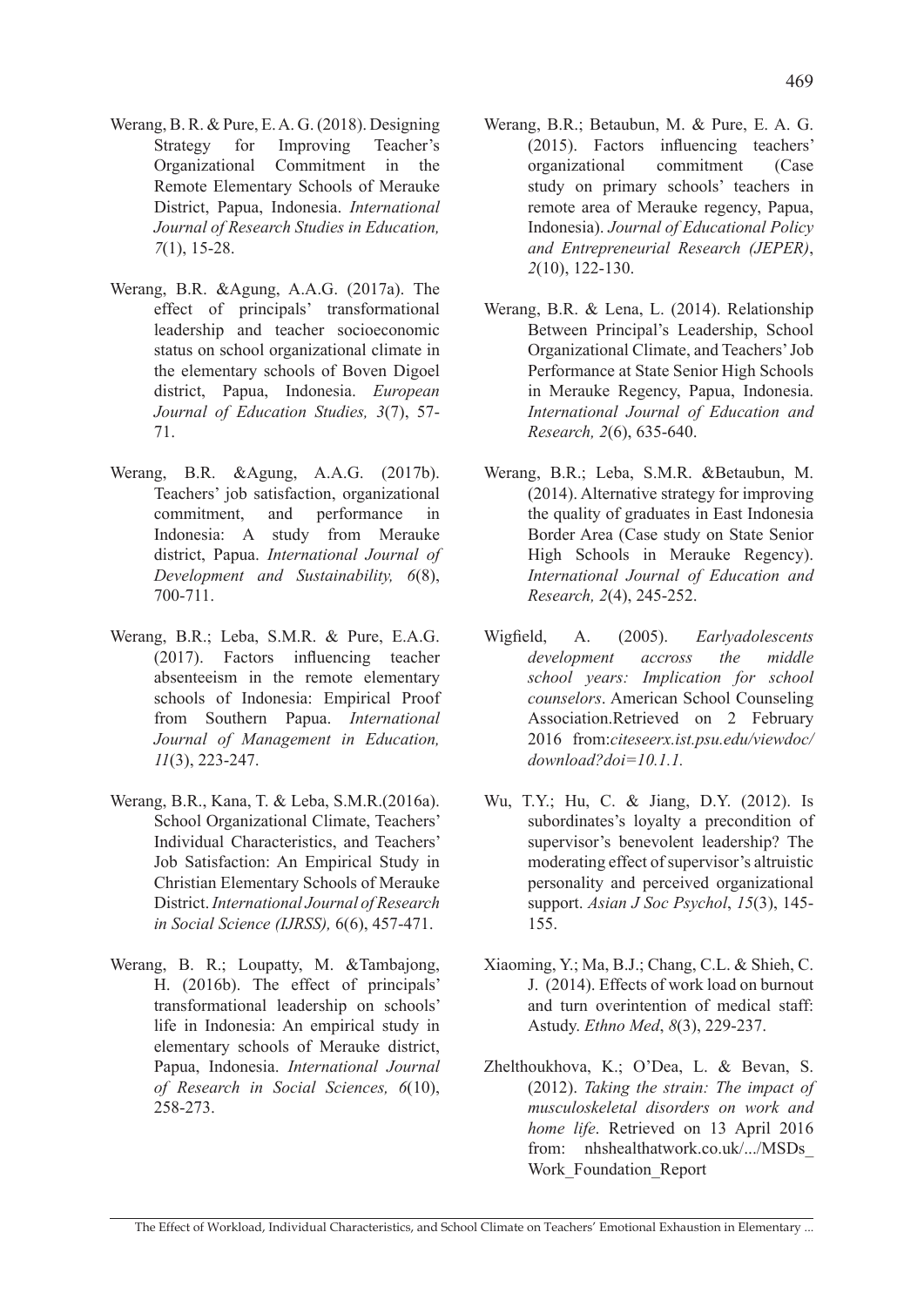Werang, B. R. & Pure, E. A. G. (2018). Designing Strategy for Improving Teacher's Organizational Commitment in the Remote Elementary Schools of Merauke District, Papua, Indonesia. *International Journal of Research Studies in Education, 7*(1), 15-28.

Werang, B.R. &Agung, A.A.G. (2017a). The effect of principals' transformational leadership and teacher socioeconomic status on school organizational climate in the elementary schools of Boven Digoel district, Papua, Indonesia. *European Journal of Education Studies, 3*(7), 57-71.

Werang, B.R. &Agung, A.A.G. (2017b). Teachers' job satisfaction, organizational commitment, and performance in Indonesia: A study from Merauke district, Papua. *International Journal of Development and Sustainability, 6*(8), 700-711.

Werang, B.R.; Leba, S.M.R. & Pure, E.A.G. (2017). Factors influencing teacher absenteeism in the remote elementary schools of Indonesia: Empirical Proof from Southern Papua. *International Journal of Management in Education, 11*(3), 223-247.

Werang, B.R., Kana, T. & Leba, S.M.R.(2016a). School Organizational Climate, Teachers' Individual Characteristics, and Teachers' Job Satisfaction: An Empirical Study in Christian Elementary Schools of Merauke District. *International Journal of Research in Social Science (IJRSS),* 6(6), 457-471.

Werang, B. R.; Loupatty, M. &Tambajong, H. (2016b). The effect of principals' transformational leadership on schools' life in Indonesia: An empirical study in elementary schools of Merauke district, Papua, Indonesia. *International Journal of Research in Social Sciences, 6*(10), 258-273.

Werang, B.R.; Betaubun, M. & Pure, E. A. G. (2015). Factors influencing teachers' organizational commitment (Case study on primary schools' teachers in remote area of Merauke regency, Papua, Indonesia). *Journal of Educational Policy and Entrepreneurial Research (JEPER)*, *2*(10), 122-130.

Werang, B.R. & Lena, L. (2014). Relationship Between Principal's Leadership, School Organizational Climate, and Teachers' Job Performance at State Senior High Schools in Merauke Regency, Papua, Indonesia. *International Journal of Education and Research, 2*(6), 635-640.

Werang, B.R.; Leba, S.M.R. &Betaubun, M. (2014). Alternative strategy for improving the quality of graduates in East Indonesia Border Area (Case study on State Senior High Schools in Merauke Regency). *International Journal of Education and Research, 2*(4), 245-252.

Wigfield, A. (2005). *Earlyadolescents development accross the middle school years: Implication for school counselors*. American School Counseling Association.Retrieved on 2 February 2016 from:*citeseerx.ist.psu.edu/viewdoc/download?doi=10.1.1.*

Wu, T.Y.; Hu, C. & Jiang, D.Y. (2012). Is subordinates's loyalty a precondition of supervisor's benevolent leadership? The moderating effect of supervisor's altruistic personality and perceived organizational support. *Asian J Soc Psychol*, *15*(3), 145-155.

Xiaoming, Y.; Ma, B.J.; Chang, C.L. & Shieh, C. J. (2014). Effects of work load on burnout and turn overintention of medical staff: Astudy. *Ethno Med*, *8*(3), 229-237.

Zhelthoukhova, K.; O'Dea, L. & Bevan, S. (2012). *Taking the strain: The impact of musculoskeletal disorders on work and home life*. Retrieved on 13 April 2016 from: nhshealthatwork.co.uk/.../MSDs_Work_Foundation_Report